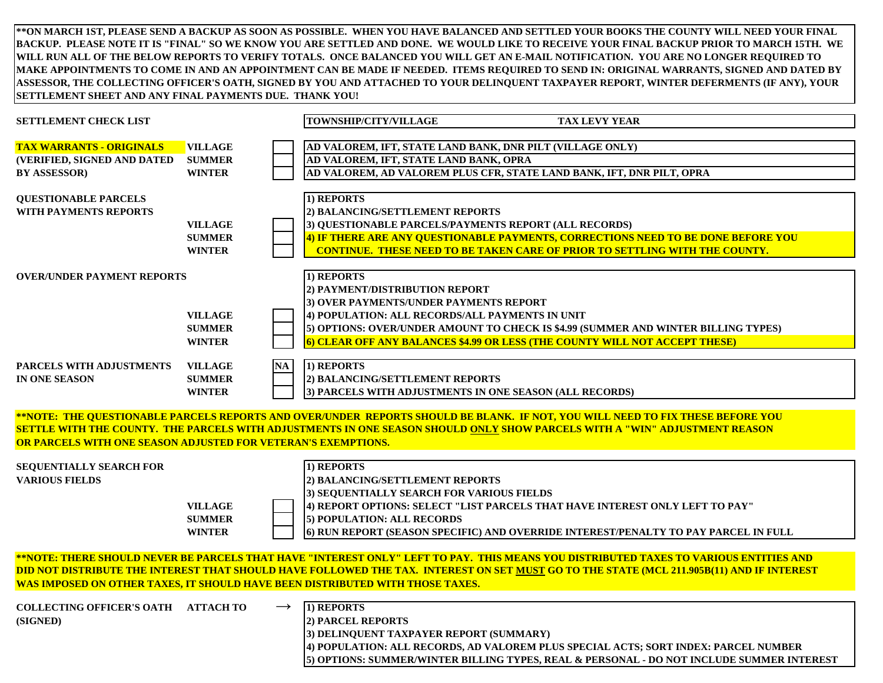**\*\*ON MARCH 1ST, PLEASE SEND A BACKUP AS SOON AS POSSIBLE. WHEN YOU HAVE BALANCED AND SETTLED YOUR BOOKS THE COUNTY WILL NEED YOUR FINAL BACKUP. PLEASE NOTE IT IS "FINAL" SO WE KNOW YOU ARE SETTLED AND DONE. WE WOULD LIKE TO RECEIVE YOUR FINAL BACKUP PRIOR TO MARCH 15TH. WE WILL RUN ALL OF THE BELOW REPORTS TO VERIFY TOTALS. ONCE BALANCED YOU WILL GET AN E-MAIL NOTIFICATION. YOU ARE NO LONGER REQUIRED TO MAKE APPOINTMENTS TO COME IN AND AN APPOINTMENT CAN BE MADE IF NEEDED. ITEMS REQUIRED TO SEND IN: ORIGINAL WARRANTS, SIGNED AND DATED BY ASSESSOR, THE COLLECTING OFFICER'S OATH, SIGNED BY YOU AND ATTACHED TO YOUR DELINQUENT TAXPAYER REPORT, WINTER DEFERMENTS (IF ANY), YOUR SETTLEMENT SHEET AND ANY FINAL PAYMENTS DUE. THANK YOU!**

| SETTLEMENT CHECK LIST | | | TOWNSHIP/CITY/VILLAGE | TAX LEVY YEAR |
|---|---|---|---|---|
| **TAX WARRANTS - ORIGINALS** | VILLAGE | | AD VALOREM, IFT, STATE LAND BANK, DNR PILT (VILLAGE ONLY) | |
| (VERIFIED, SIGNED AND DATED | SUMMER | | AD VALOREM, IFT, STATE LAND BANK, OPRA | |
| BY ASSESSOR) | WINTER | | AD VALOREM, AD VALOREM PLUS CFR, STATE LAND BANK, IFT, DNR PILT, OPRA | |
| QUESTIONABLE PARCELS | | | 1) REPORTS | |
| WITH PAYMENTS REPORTS | | | 2) BALANCING/SETTLEMENT REPORTS | |
| | VILLAGE | | 3) QUESTIONABLE PARCELS/PAYMENTS REPORT (ALL RECORDS) | |
| | SUMMER | | 4) IF THERE ARE ANY QUESTIONABLE PAYMENTS, CORRECTIONS NEED TO BE DONE BEFORE YOU | |
| | WINTER | | CONTINUE. THESE NEED TO BE TAKEN CARE OF PRIOR TO SETTLING WITH THE COUNTY. | |
| OVER/UNDER PAYMENT REPORTS | | | 1) REPORTS | |
| | | | 2) PAYMENT/DISTRIBUTION REPORT | |
| | | | 3) OVER PAYMENTS/UNDER PAYMENTS REPORT | |
| | VILLAGE | | 4) POPULATION: ALL RECORDS/ALL PAYMENTS IN UNIT | |
| | SUMMER | | 5) OPTIONS: OVER/UNDER AMOUNT TO CHECK IS $4.99 (SUMMER AND WINTER BILLING TYPES) | |
| | WINTER | | 6) CLEAR OFF ANY BALANCES $4.99 OR LESS (THE COUNTY WILL NOT ACCEPT THESE) | |
| PARCELS WITH ADJUSTMENTS | VILLAGE | NA | 1) REPORTS | |
| IN ONE SEASON | SUMMER | | 2) BALANCING/SETTLEMENT REPORTS | |
| | WINTER | | 3) PARCELS WITH ADJUSTMENTS IN ONE SEASON (ALL RECORDS) | |

**\*\*NOTE: THE QUESTIONABLE PARCELS REPORTS AND OVER/UNDER REPORTS SHOULD BE BLANK. IF NOT, YOU WILL NEED TO FIX THESE BEFORE YOU SETTLE WITH THE COUNTY. THE PARCELS WITH ADJUSTMENTS IN ONE SEASON SHOULD ONLY SHOW PARCELS WITH A "WIN" ADJUSTMENT REASON OR PARCELS WITH ONE SEASON ADJUSTED FOR VETERAN'S EXEMPTIONS.**

| | | | |
|---|---|---|---|
| SEQUENTIALLY SEARCH FOR | | | 1) REPORTS |
| VARIOUS FIELDS | | | 2) BALANCING/SETTLEMENT REPORTS |
| | | | 3) SEQUENTIALLY SEARCH FOR VARIOUS FIELDS |
| | VILLAGE | | 4) REPORT OPTIONS: SELECT "LIST PARCELS THAT HAVE INTEREST ONLY LEFT TO PAY" |
| | SUMMER | | 5) POPULATION: ALL RECORDS |
| | WINTER | | 6) RUN REPORT (SEASON SPECIFIC) AND OVERRIDE INTEREST/PENALTY TO PAY PARCEL IN FULL |

**\*\*NOTE: THERE SHOULD NEVER BE PARCELS THAT HAVE "INTEREST ONLY" LEFT TO PAY. THIS MEANS YOU DISTRIBUTED TAXES TO VARIOUS ENTITIES AND DID NOT DISTRIBUTE THE INTEREST THAT SHOULD HAVE FOLLOWED THE TAX. INTEREST ON SET MUST GO TO THE STATE (MCL 211.905B(11) AND IF INTEREST WAS IMPOSED ON OTHER TAXES, IT SHOULD HAVE BEEN DISTRIBUTED WITH THOSE TAXES.**

| | | | |
|---|---|---|---|
| COLLECTING OFFICER'S OATH | ATTACH TO | → | 1) REPORTS |
| (SIGNED) | | | 2) PARCEL REPORTS |
| | | | 3) DELINQUENT TAXPAYER REPORT (SUMMARY) |
| | | | 4) POPULATION: ALL RECORDS, AD VALOREM PLUS SPECIAL ACTS; SORT INDEX: PARCEL NUMBER |
| | | | 5) OPTIONS: SUMMER/WINTER BILLING TYPES, REAL & PERSONAL - DO NOT INCLUDE SUMMER INTEREST |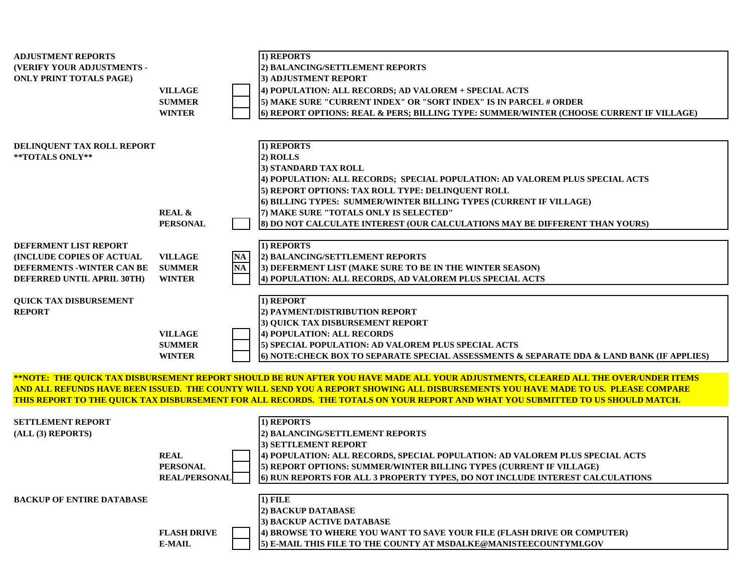| | | | |
|---|---|---|---|
| **ADJUSTMENT REPORTS (VERIFY YOUR ADJUSTMENTS - ONLY PRINT TOTALS PAGE)** | | | **1) REPORTS**<br>**2) BALANCING/SETTLEMENT REPORTS**<br>**3) ADJUSTMENT REPORT** |
| | **VILLAGE** | | **4) POPULATION: ALL RECORDS; AD VALOREM + SPECIAL ACTS** |
| | **SUMMER** | | **5) MAKE SURE "CURRENT INDEX" OR "SORT INDEX" IS IN PARCEL # ORDER** |
| | **WINTER** | | **6) REPORT OPTIONS: REAL & PERS; BILLING TYPE: SUMMER/WINTER (CHOOSE CURRENT IF VILLAGE)** |
| **DELINQUENT TAX ROLL REPORT** **\*\*TOTALS ONLY\*\*** | | | **1) REPORTS**<br>**2) ROLLS**<br>**3) STANDARD TAX ROLL**<br>**4) POPULATION: ALL RECORDS; SPECIAL POPULATION: AD VALOREM PLUS SPECIAL ACTS**<br>**5) REPORT OPTIONS: TAX ROLL TYPE: DELINQUENT ROLL**<br>**6) BILLING TYPES: SUMMER/WINTER BILLING TYPES (CURRENT IF VILLAGE)**<br>**7) MAKE SURE "TOTALS ONLY IS SELECTED"** |
| | **REAL & PERSONAL** | | **8) DO NOT CALCULATE INTEREST (OUR CALCULATIONS MAY BE DIFFERENT THAN YOURS)** |
| **DEFERMENT LIST REPORT** | | | **1) REPORTS** |
| **(INCLUDE COPIES OF ACTUAL** | **VILLAGE** | **NA** | **2) BALANCING/SETTLEMENT REPORTS** |
| **DEFERMENTS -WINTER CAN BE** | **SUMMER** | **NA** | **3) DEFERMENT LIST (MAKE SURE TO BE IN THE WINTER SEASON)** |
| **DEFERRED UNTIL APRIL 30TH)** | **WINTER** | | **4) POPULATION: ALL RECORDS, AD VALOREM PLUS SPECIAL ACTS** |
| **QUICK TAX DISBURSEMENT REPORT** | | | **1) REPORT**<br>**2) PAYMENT/DISTRIBUTION REPORT**<br>**3) QUICK TAX DISBURSEMENT REPORT** |
| | **VILLAGE** | | **4) POPULATION: ALL RECORDS** |
| | **SUMMER** | | **5) SPECIAL POPULATION: AD VALOREM PLUS SPECIAL ACTS** |
| | **WINTER** | | **6) NOTE:CHECK BOX TO SEPARATE SPECIAL ASSESSMENTS & SEPARATE DDA & LAND BANK (IF APPLIES)** |

**\*\*NOTE: THE QUICK TAX DISBURSEMENT REPORT SHOULD BE RUN AFTER YOU HAVE MADE ALL YOUR ADJUSTMENTS, CLEARED ALL THE OVER/UNDER ITEMS AND ALL REFUNDS HAVE BEEN ISSUED. THE COUNTY WILL SEND YOU A REPORT SHOWING ALL DISBURSEMENTS YOU HAVE MADE TO US. PLEASE COMPARE THIS REPORT TO THE QUICK TAX DISBURSEMENT FOR ALL RECORDS. THE TOTALS ON YOUR REPORT AND WHAT YOU SUBMITTED TO US SHOULD MATCH.**

| | | | |
|---|---|---|---|
| **SETTLEMENT REPORT (ALL (3) REPORTS)** | | | **1) REPORTS**<br>**2) BALANCING/SETTLEMENT REPORTS**<br>**3) SETTLEMENT REPORT** |
| | **REAL** | | **4) POPULATION: ALL RECORDS, SPECIAL POPULATION: AD VALOREM PLUS SPECIAL ACTS** |
| | **PERSONAL** | | **5) REPORT OPTIONS: SUMMER/WINTER BILLING TYPES (CURRENT IF VILLAGE)** |
| | **REAL/PERSONAL** | | **6) RUN REPORTS FOR ALL 3 PROPERTY TYPES, DO NOT INCLUDE INTEREST CALCULATIONS** |
| **BACKUP OF ENTIRE DATABASE** | | | **1) FILE**<br>**2) BACKUP DATABASE**<br>**3) BACKUP ACTIVE DATABASE** |
| | **FLASH DRIVE** | | **4) BROWSE TO WHERE YOU WANT TO SAVE YOUR FILE (FLASH DRIVE OR COMPUTER)** |
| | **E-MAIL** | | **5) E-MAIL THIS FILE TO THE COUNTY AT MSDALKE@MANISTEECOUNTYMI.GOV** |